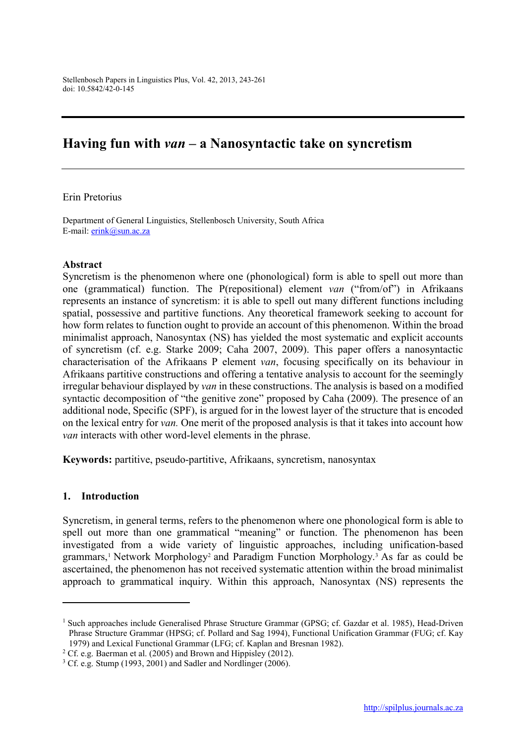Stellenbosch Papers in Linguistics Plus, Vol. 42, 2013, 243-261
doi: 10.5842/42-0-145

# Having fun with *van* – a Nanosyntactic take on syncretism

Erin Pretorius

Department of General Linguistics, Stellenbosch University, South Africa
E-mail: erink@sun.ac.za

**Abstract**

Syncretism is the phenomenon where one (phonological) form is able to spell out more than one (grammatical) function. The P(repositional) element *van* ("from/of") in Afrikaans represents an instance of syncretism: it is able to spell out many different functions including spatial, possessive and partitive functions. Any theoretical framework seeking to account for how form relates to function ought to provide an account of this phenomenon. Within the broad minimalist approach, Nanosyntax (NS) has yielded the most systematic and explicit accounts of syncretism (cf. e.g. Starke 2009; Caha 2007, 2009). This paper offers a nanosyntactic characterisation of the Afrikaans P element *van*, focusing specifically on its behaviour in Afrikaans partitive constructions and offering a tentative analysis to account for the seemingly irregular behaviour displayed by *van* in these constructions. The analysis is based on a modified syntactic decomposition of "the genitive zone" proposed by Caha (2009). The presence of an additional node, Specific (SPF), is argued for in the lowest layer of the structure that is encoded on the lexical entry for *van.* One merit of the proposed analysis is that it takes into account how *van* interacts with other word-level elements in the phrase.

**Keywords:** partitive, pseudo-partitive, Afrikaans, syncretism, nanosyntax

## 1. Introduction

Syncretism, in general terms, refers to the phenomenon where one phonological form is able to spell out more than one grammatical "meaning" or function. The phenomenon has been investigated from a wide variety of linguistic approaches, including unification-based grammars,[1] Network Morphology[2] and Paradigm Function Morphology.[3] As far as could be ascertained, the phenomenon has not received systematic attention within the broad minimalist approach to grammatical inquiry. Within this approach, Nanosyntax (NS) represents the

---

[1] Such approaches include Generalised Phrase Structure Grammar (GPSG; cf. Gazdar et al. 1985), Head-Driven Phrase Structure Grammar (HPSG; cf. Pollard and Sag 1994), Functional Unification Grammar (FUG; cf. Kay 1979) and Lexical Functional Grammar (LFG; cf. Kaplan and Bresnan 1982).

[2] Cf. e.g. Baerman et al. (2005) and Brown and Hippisley (2012).

[3] Cf. e.g. Stump (1993, 2001) and Sadler and Nordlinger (2006).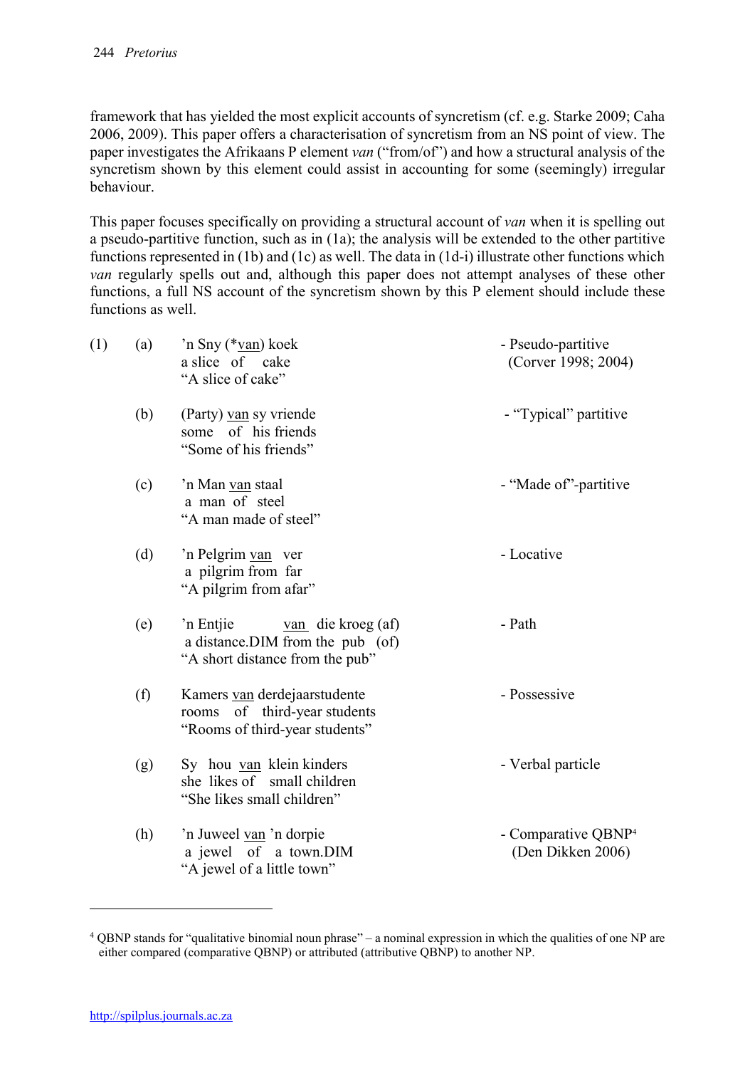framework that has yielded the most explicit accounts of syncretism (cf. e.g. Starke 2009; Caha 2006, 2009). This paper offers a characterisation of syncretism from an NS point of view. The paper investigates the Afrikaans P element *van* ("from/of") and how a structural analysis of the syncretism shown by this element could assist in accounting for some (seemingly) irregular behaviour.

This paper focuses specifically on providing a structural account of *van* when it is spelling out a pseudo-partitive function, such as in (1a); the analysis will be extended to the other partitive functions represented in (1b) and (1c) as well. The data in (1d-i) illustrate other functions which *van* regularly spells out and, although this paper does not attempt analyses of these other functions, a full NS account of the syncretism shown by this P element should include these functions as well.

(1)
(a) 'n Sny (*van) koek
a slice of cake
"A slice of cake"
- Pseudo-partitive (Corver 1998; 2004)

(b) (Party) van sy vriende
some of his friends
"Some of his friends"
- "Typical" partitive

(c) 'n Man van staal
a man of steel
"A man made of steel"
- "Made of"-partitive

(d) 'n Pelgrim van ver
a pilgrim from far
"A pilgrim from afar"
- Locative

(e) 'n Entjie van die kroeg (af)
a distance.DIM from the pub (of)
"A short distance from the pub"
- Path

(f) Kamers van derdejaarstudente
rooms of third-year students
"Rooms of third-year students"
- Possessive

(g) Sy hou van klein kinders
she likes of small children
"She likes small children"
- Verbal particle

(h) 'n Juweel van 'n dorpie
a jewel of a town.DIM
"A jewel of a little town"
- Comparative QBNP[4] (Den Dikken 2006)

[4] QBNP stands for "qualitative binomial noun phrase" – a nominal expression in which the qualities of one NP are either compared (comparative QBNP) or attributed (attributive QBNP) to another NP.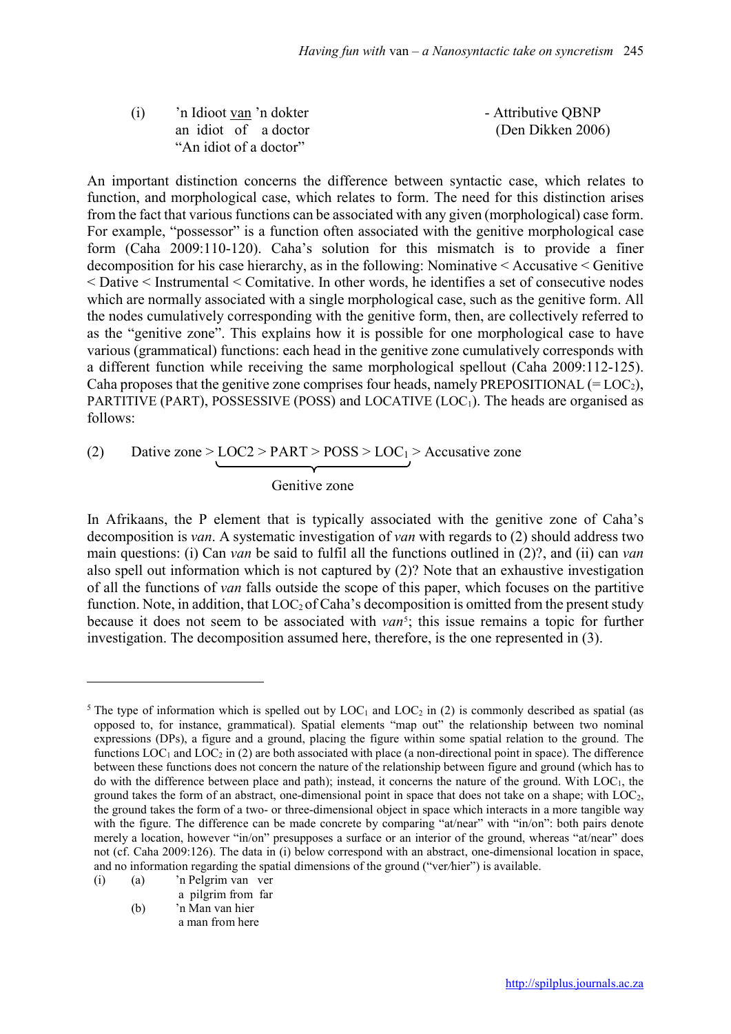(i) 'n Idioot <u>van</u> 'n dokter — Attributive QBNP (Den Dikken 2006)
an idiot of a doctor
"An idiot of a doctor"

An important distinction concerns the difference between syntactic case, which relates to function, and morphological case, which relates to form. The need for this distinction arises from the fact that various functions can be associated with any given (morphological) case form. For example, "possessor" is a function often associated with the genitive morphological case form (Caha 2009:110-120). Caha's solution for this mismatch is to provide a finer decomposition for his case hierarchy, as in the following: Nominative < Accusative < Genitive < Dative < Instrumental < Comitative. In other words, he identifies a set of consecutive nodes which are normally associated with a single morphological case, such as the genitive form. All the nodes cumulatively corresponding with the genitive form, then, are collectively referred to as the "genitive zone". This explains how it is possible for one morphological case to have various (grammatical) functions: each head in the genitive zone cumulatively corresponds with a different function while receiving the same morphological spellout (Caha 2009:112-125). Caha proposes that the genitive zone comprises four heads, namely PREPOSITIONAL (= $LOC_2$), PARTITIVE (PART), POSSESSIVE (POSS) and LOCATIVE ($LOC_1$). The heads are organised as follows:

(2) Dative zone > LOC2 > PART > POSS > $LOC_1$ > Accusative zone

(LOC2 > PART > POSS > $LOC_1$ = Genitive zone)

In Afrikaans, the P element that is typically associated with the genitive zone of Caha's decomposition is *van*. A systematic investigation of *van* with regards to (2) should address two main questions: (i) Can *van* be said to fulfil all the functions outlined in (2)?, and (ii) can *van* also spell out information which is not captured by (2)? Note that an exhaustive investigation of all the functions of *van* falls outside the scope of this paper, which focuses on the partitive function. Note, in addition, that $LOC_2$ of Caha's decomposition is omitted from the present study because it does not seem to be associated with *van*[5]; this issue remains a topic for further investigation. The decomposition assumed here, therefore, is the one represented in (3).

---

[5] The type of information which is spelled out by $LOC_1$ and $LOC_2$ in (2) is commonly described as spatial (as opposed to, for instance, grammatical). Spatial elements "map out" the relationship between two nominal expressions (DPs), a figure and a ground, placing the figure within some spatial relation to the ground. The functions $LOC_1$ and $LOC_2$ in (2) are both associated with place (a non-directional point in space). The difference between these functions does not concern the nature of the relationship between figure and ground (which has to do with the difference between place and path); instead, it concerns the nature of the ground. With $LOC_1$, the ground takes the form of an abstract, one-dimensional point in space that does not take on a shape; with $LOC_2$, the ground takes the form of a two- or three-dimensional object in space which interacts in a more tangible way with the figure. The difference can be made concrete by comparing "at/near" with "in/on": both pairs denote merely a location, however "in/on" presupposes a surface or an interior of the ground, whereas "at/near" does not (cf. Caha 2009:126). The data in (i) below correspond with an abstract, one-dimensional location in space, and no information regarding the spatial dimensions of the ground ("ver/hier") is available.

(i) (a) 'n Pelgrim van ver
a pilgrim from far

(b) 'n Man van hier
a man from here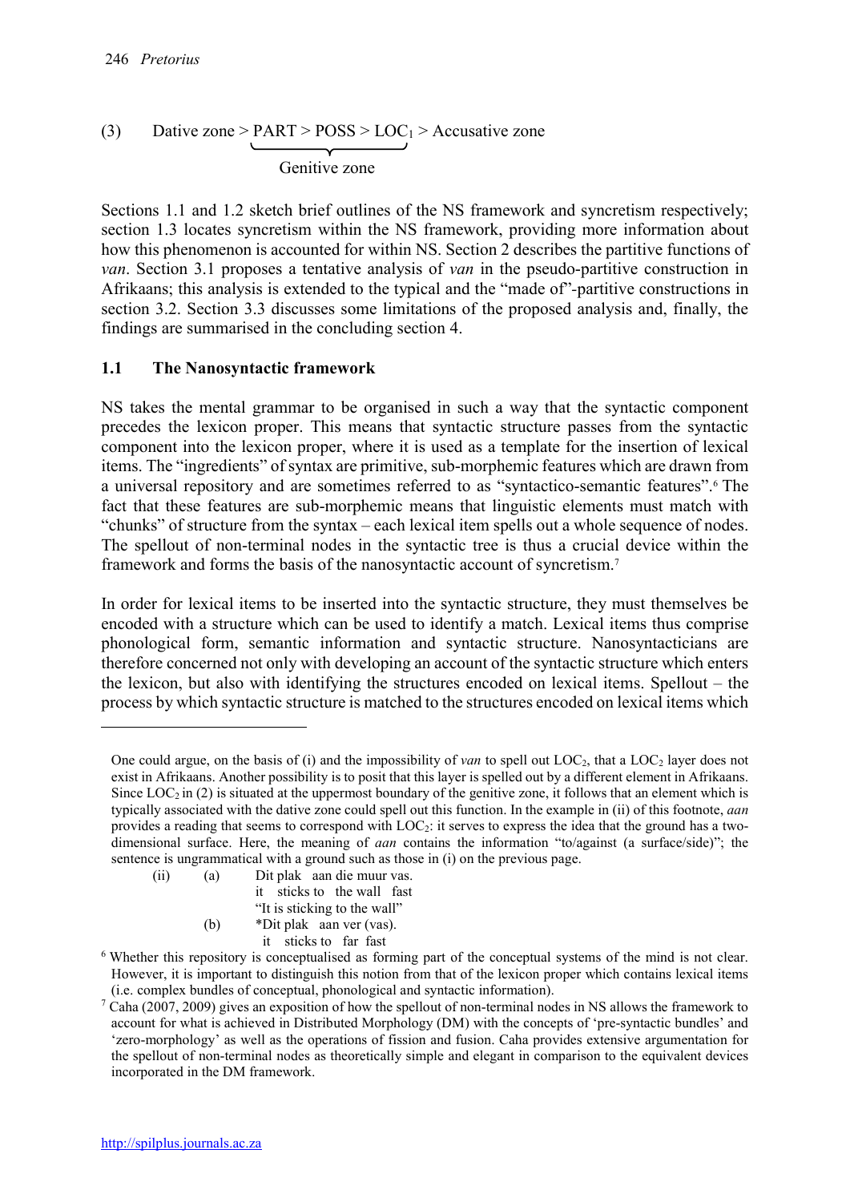(3) Dative zone > PART > POSS > $LOC_1$ > Accusative zone

Genitive zone (PART > POSS > $LOC_1$)

Sections 1.1 and 1.2 sketch brief outlines of the NS framework and syncretism respectively; section 1.3 locates syncretism within the NS framework, providing more information about how this phenomenon is accounted for within NS. Section 2 describes the partitive functions of *van*. Section 3.1 proposes a tentative analysis of *van* in the pseudo-partitive construction in Afrikaans; this analysis is extended to the typical and the "made of"-partitive constructions in section 3.2. Section 3.3 discusses some limitations of the proposed analysis and, finally, the findings are summarised in the concluding section 4.

## 1.1 The Nanosyntactic framework

NS takes the mental grammar to be organised in such a way that the syntactic component precedes the lexicon proper. This means that syntactic structure passes from the syntactic component into the lexicon proper, where it is used as a template for the insertion of lexical items. The "ingredients" of syntax are primitive, sub-morphemic features which are drawn from a universal repository and are sometimes referred to as "syntactico-semantic features".[6] The fact that these features are sub-morphemic means that linguistic elements must match with "chunks" of structure from the syntax – each lexical item spells out a whole sequence of nodes. The spellout of non-terminal nodes in the syntactic tree is thus a crucial device within the framework and forms the basis of the nanosyntactic account of syncretism.[7]

In order for lexical items to be inserted into the syntactic structure, they must themselves be encoded with a structure which can be used to identify a match. Lexical items thus comprise phonological form, semantic information and syntactic structure. Nanosyntacticians are therefore concerned not only with developing an account of the syntactic structure which enters the lexicon, but also with identifying the structures encoded on lexical items. Spellout – the process by which syntactic structure is matched to the structures encoded on lexical items which

---

One could argue, on the basis of (i) and the impossibility of *van* to spell out $LOC_2$, that a $LOC_2$ layer does not exist in Afrikaans. Another possibility is to posit that this layer is spelled out by a different element in Afrikaans. Since $LOC_2$ in (2) is situated at the uppermost boundary of the genitive zone, it follows that an element which is typically associated with the dative zone could spell out this function. In the example in (ii) of this footnote, *aan* provides a reading that seems to correspond with $LOC_2$: it serves to express the idea that the ground has a two-dimensional surface. Here, the meaning of *aan* contains the information "to/against (a surface/side)"; the sentence is ungrammatical with a ground such as those in (i) on the previous page.

(ii) (a) Dit plak aan die muur vas.
it sticks to the wall fast
"It is sticking to the wall"

(b) *Dit plak aan ver (vas).
it sticks to far fast

[6] Whether this repository is conceptualised as forming part of the conceptual systems of the mind is not clear. However, it is important to distinguish this notion from that of the lexicon proper which contains lexical items (i.e. complex bundles of conceptual, phonological and syntactic information).

[7] Caha (2007, 2009) gives an exposition of how the spellout of non-terminal nodes in NS allows the framework to account for what is achieved in Distributed Morphology (DM) with the concepts of 'pre-syntactic bundles' and 'zero-morphology' as well as the operations of fission and fusion. Caha provides extensive argumentation for the spellout of non-terminal nodes as theoretically simple and elegant in comparison to the equivalent devices incorporated in the DM framework.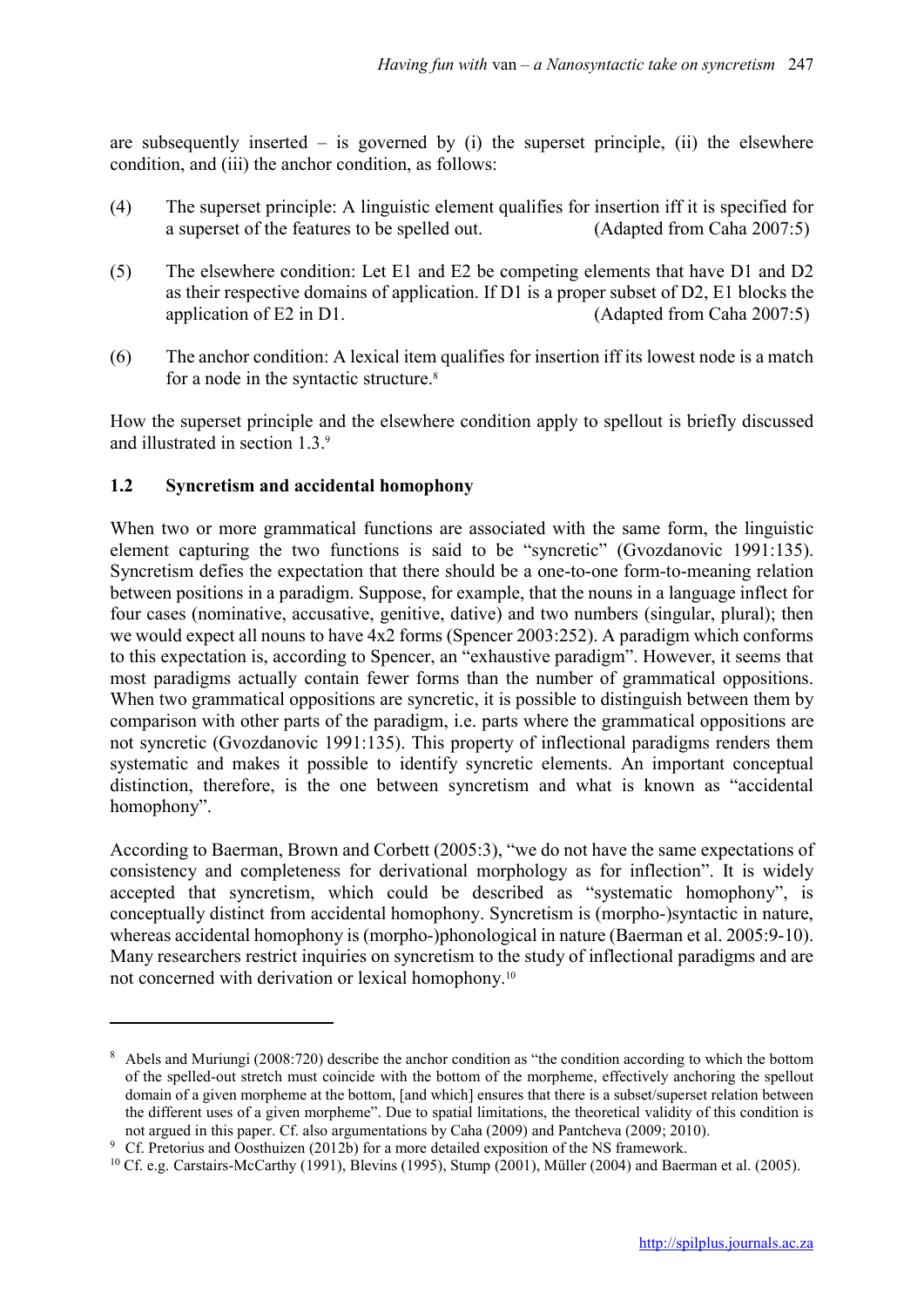are subsequently inserted – is governed by (i) the superset principle, (ii) the elsewhere condition, and (iii) the anchor condition, as follows:

(4) The superset principle: A linguistic element qualifies for insertion iff it is specified for a superset of the features to be spelled out. (Adapted from Caha 2007:5)

(5) The elsewhere condition: Let E1 and E2 be competing elements that have D1 and D2 as their respective domains of application. If D1 is a proper subset of D2, E1 blocks the application of E2 in D1. (Adapted from Caha 2007:5)

(6) The anchor condition: A lexical item qualifies for insertion iff its lowest node is a match for a node in the syntactic structure.[8]

How the superset principle and the elsewhere condition apply to spellout is briefly discussed and illustrated in section 1.3.[9]

### 1.2 Syncretism and accidental homophony

When two or more grammatical functions are associated with the same form, the linguistic element capturing the two functions is said to be "syncretic" (Gvozdanovic 1991:135). Syncretism defies the expectation that there should be a one-to-one form-to-meaning relation between positions in a paradigm. Suppose, for example, that the nouns in a language inflect for four cases (nominative, accusative, genitive, dative) and two numbers (singular, plural); then we would expect all nouns to have 4x2 forms (Spencer 2003:252). A paradigm which conforms to this expectation is, according to Spencer, an "exhaustive paradigm". However, it seems that most paradigms actually contain fewer forms than the number of grammatical oppositions. When two grammatical oppositions are syncretic, it is possible to distinguish between them by comparison with other parts of the paradigm, i.e. parts where the grammatical oppositions are not syncretic (Gvozdanovic 1991:135). This property of inflectional paradigms renders them systematic and makes it possible to identify syncretic elements. An important conceptual distinction, therefore, is the one between syncretism and what is known as "accidental homophony".

According to Baerman, Brown and Corbett (2005:3), "we do not have the same expectations of consistency and completeness for derivational morphology as for inflection". It is widely accepted that syncretism, which could be described as "systematic homophony", is conceptually distinct from accidental homophony. Syncretism is (morpho-)syntactic in nature, whereas accidental homophony is (morpho-)phonological in nature (Baerman et al. 2005:9-10). Many researchers restrict inquiries on syncretism to the study of inflectional paradigms and are not concerned with derivation or lexical homophony.[10]

---

[8] Abels and Muriungi (2008:720) describe the anchor condition as "the condition according to which the bottom of the spelled-out stretch must coincide with the bottom of the morpheme, effectively anchoring the spellout domain of a given morpheme at the bottom, [and which] ensures that there is a subset/superset relation between the different uses of a given morpheme". Due to spatial limitations, the theoretical validity of this condition is not argued in this paper. Cf. also argumentations by Caha (2009) and Pantcheva (2009; 2010).

[9] Cf. Pretorius and Oosthuizen (2012b) for a more detailed exposition of the NS framework.

[10] Cf. e.g. Carstairs-McCarthy (1991), Blevins (1995), Stump (2001), Müller (2004) and Baerman et al. (2005).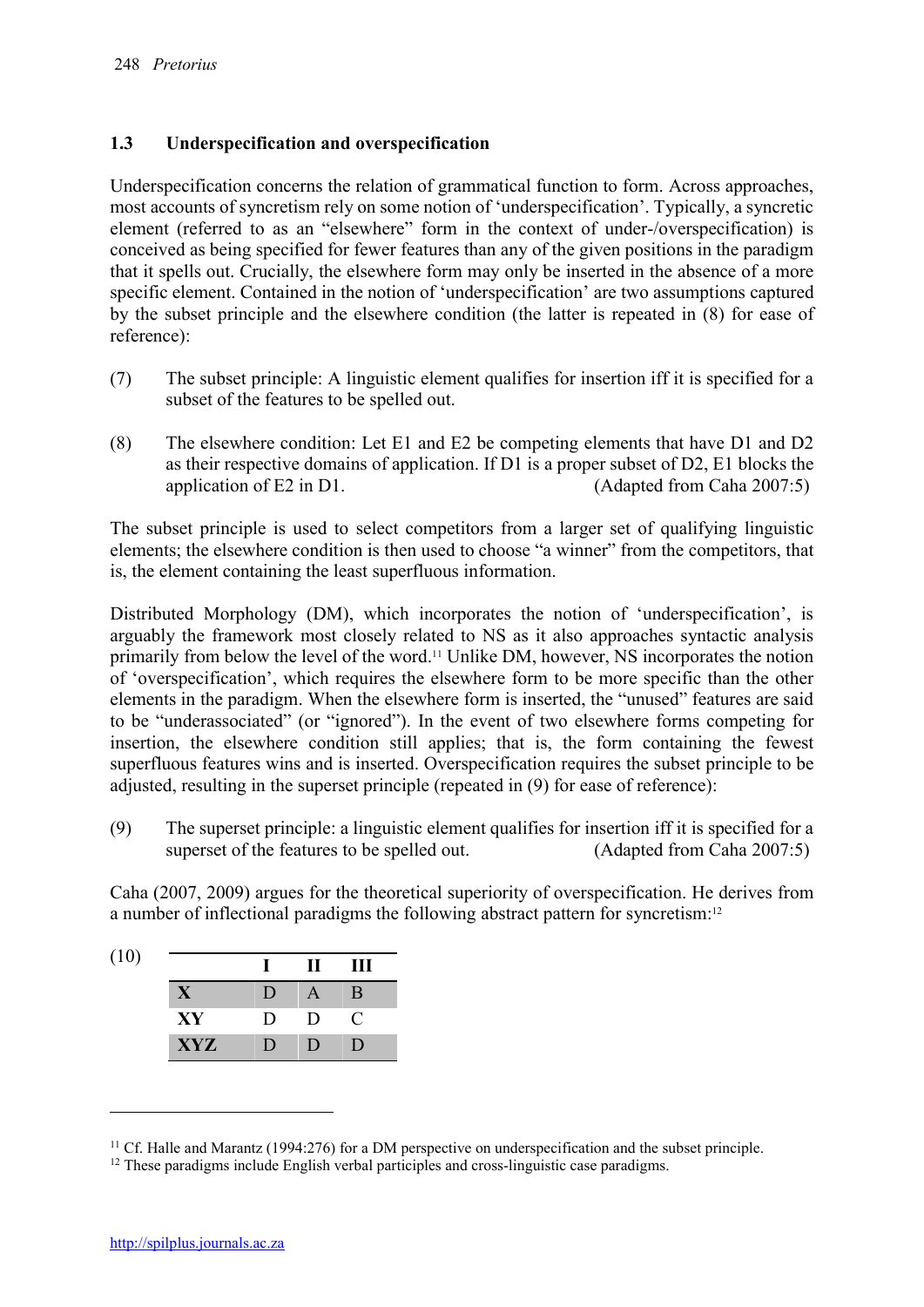### 1.3 Underspecification and overspecification

Underspecification concerns the relation of grammatical function to form. Across approaches, most accounts of syncretism rely on some notion of 'underspecification'. Typically, a syncretic element (referred to as an "elsewhere" form in the context of under-/overspecification) is conceived as being specified for fewer features than any of the given positions in the paradigm that it spells out. Crucially, the elsewhere form may only be inserted in the absence of a more specific element. Contained in the notion of 'underspecification' are two assumptions captured by the subset principle and the elsewhere condition (the latter is repeated in (8) for ease of reference):

(7) The subset principle: A linguistic element qualifies for insertion iff it is specified for a subset of the features to be spelled out.

(8) The elsewhere condition: Let E1 and E2 be competing elements that have D1 and D2 as their respective domains of application. If D1 is a proper subset of D2, E1 blocks the application of E2 in D1. (Adapted from Caha 2007:5)

The subset principle is used to select competitors from a larger set of qualifying linguistic elements; the elsewhere condition is then used to choose "a winner" from the competitors, that is, the element containing the least superfluous information.

Distributed Morphology (DM), which incorporates the notion of 'underspecification', is arguably the framework most closely related to NS as it also approaches syntactic analysis primarily from below the level of the word.[11] Unlike DM, however, NS incorporates the notion of 'overspecification', which requires the elsewhere form to be more specific than the other elements in the paradigm. When the elsewhere form is inserted, the "unused" features are said to be "underassociated" (or "ignored"). In the event of two elsewhere forms competing for insertion, the elsewhere condition still applies; that is, the form containing the fewest superfluous features wins and is inserted. Overspecification requires the subset principle to be adjusted, resulting in the superset principle (repeated in (9) for ease of reference):

(9) The superset principle: a linguistic element qualifies for insertion iff it is specified for a superset of the features to be spelled out. (Adapted from Caha 2007:5)

Caha (2007, 2009) argues for the theoretical superiority of overspecification. He derives from a number of inflectional paradigms the following abstract pattern for syncretism:[12]

(10)

| | I | II | III |
|---|---|---|---|
| **X** | D | A | B |
| **XY** | D | D | C |
| **XYZ** | D | D | D |

[11] Cf. Halle and Marantz (1994:276) for a DM perspective on underspecification and the subset principle.

[12] These paradigms include English verbal participles and cross-linguistic case paradigms.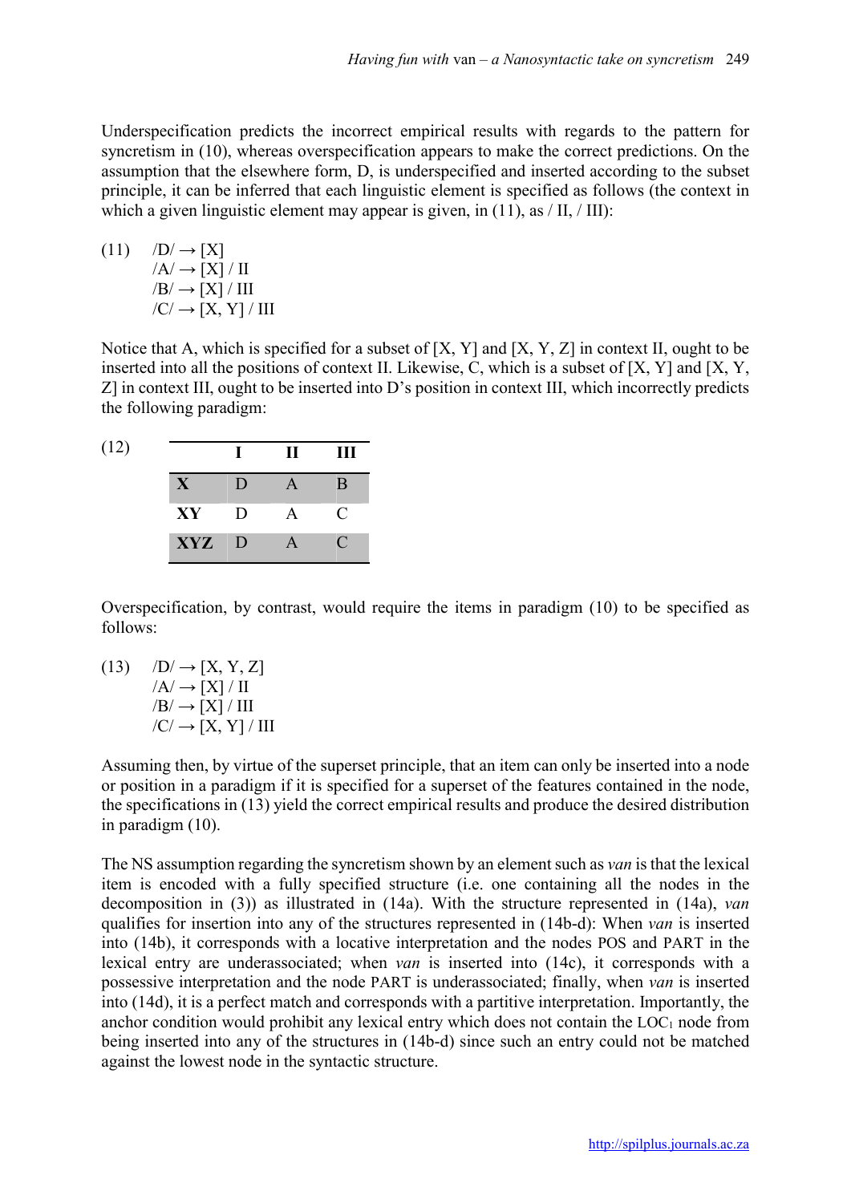Underspecification predicts the incorrect empirical results with regards to the pattern for syncretism in (10), whereas overspecification appears to make the correct predictions. On the assumption that the elsewhere form, D, is underspecified and inserted according to the subset principle, it can be inferred that each linguistic element is specified as follows (the context in which a given linguistic element may appear is given, in (11), as / II, / III):

(11) /D/ → [X]
/A/ → [X] / II
/B/ → [X] / III
/C/ → [X, Y] / III

Notice that A, which is specified for a subset of [X, Y] and [X, Y, Z] in context II, ought to be inserted into all the positions of context II. Likewise, C, which is a subset of [X, Y] and [X, Y, Z] in context III, ought to be inserted into D's position in context III, which incorrectly predicts the following paradigm:

(12)

| | I | II | III |
|---|---|---|---|
| **X** | D | A | B |
| **XY** | D | A | C |
| **XYZ** | D | A | C |

Overspecification, by contrast, would require the items in paradigm (10) to be specified as follows:

(13) /D/ → [X, Y, Z]
/A/ → [X] / II
/B/ → [X] / III
/C/ → [X, Y] / III

Assuming then, by virtue of the superset principle, that an item can only be inserted into a node or position in a paradigm if it is specified for a superset of the features contained in the node, the specifications in (13) yield the correct empirical results and produce the desired distribution in paradigm (10).

The NS assumption regarding the syncretism shown by an element such as *van* is that the lexical item is encoded with a fully specified structure (i.e. one containing all the nodes in the decomposition in (3)) as illustrated in (14a). With the structure represented in (14a), *van* qualifies for insertion into any of the structures represented in (14b-d): When *van* is inserted into (14b), it corresponds with a locative interpretation and the nodes POS and PART in the lexical entry are underassociated; when *van* is inserted into (14c), it corresponds with a possessive interpretation and the node PART is underassociated; finally, when *van* is inserted into (14d), it is a perfect match and corresponds with a partitive interpretation. Importantly, the anchor condition would prohibit any lexical entry which does not contain the $\text{LOC}_1$ node from being inserted into any of the structures in (14b-d) since such an entry could not be matched against the lowest node in the syntactic structure.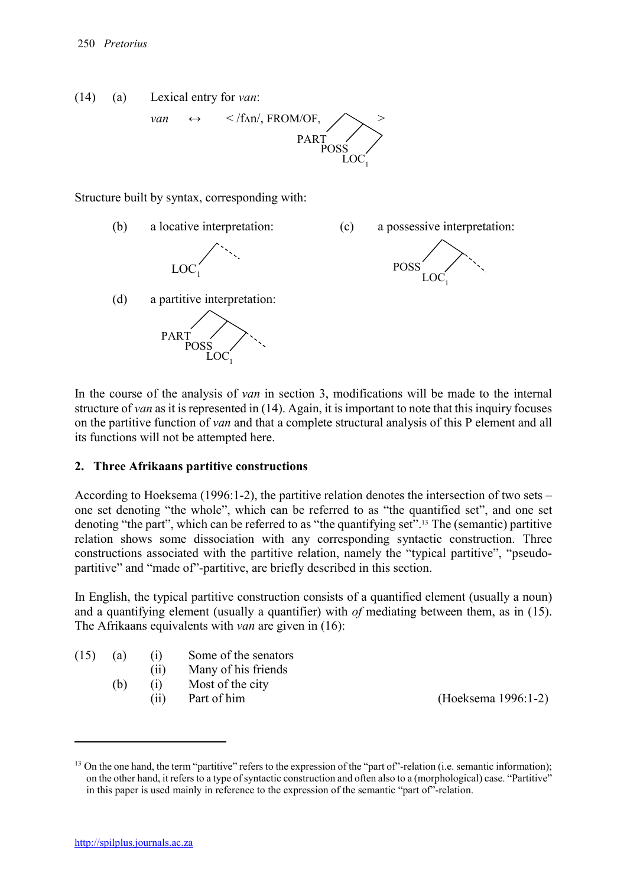(14) (a) Lexical entry for *van*:

*van* ↔ < /fʌn/, FROM/OF, [PART [POSS [LOC$_1$]]] >

Structure built by syntax, corresponding with:

(b) a locative interpretation: [LOC$_1$ …]

(c) a possessive interpretation: [POSS [LOC$_1$ …]]

(d) a partitive interpretation: [PART [POSS [LOC$_1$ …]]]

In the course of the analysis of *van* in section 3, modifications will be made to the internal structure of *van* as it is represented in (14). Again, it is important to note that this inquiry focuses on the partitive function of *van* and that a complete structural analysis of this P element and all its functions will not be attempted here.

## 2. Three Afrikaans partitive constructions

According to Hoeksema (1996:1-2), the partitive relation denotes the intersection of two sets – one set denoting "the whole", which can be referred to as "the quantified set", and one set denoting "the part", which can be referred to as "the quantifying set".[13] The (semantic) partitive relation shows some dissociation with any corresponding syntactic construction. Three constructions associated with the partitive relation, namely the "typical partitive", "pseudo-partitive" and "made of"-partitive, are briefly described in this section.

In English, the typical partitive construction consists of a quantified element (usually a noun) and a quantifying element (usually a quantifier) with *of* mediating between them, as in (15). The Afrikaans equivalents with *van* are given in (16):

(15) (a) (i) Some of the senators
(ii) Many of his friends
(b) (i) Most of the city
(ii) Part of him (Hoeksema 1996:1-2)

[13] On the one hand, the term "partitive" refers to the expression of the "part of"-relation (i.e. semantic information); on the other hand, it refers to a type of syntactic construction and often also to a (morphological) case. "Partitive" in this paper is used mainly in reference to the expression of the semantic "part of"-relation.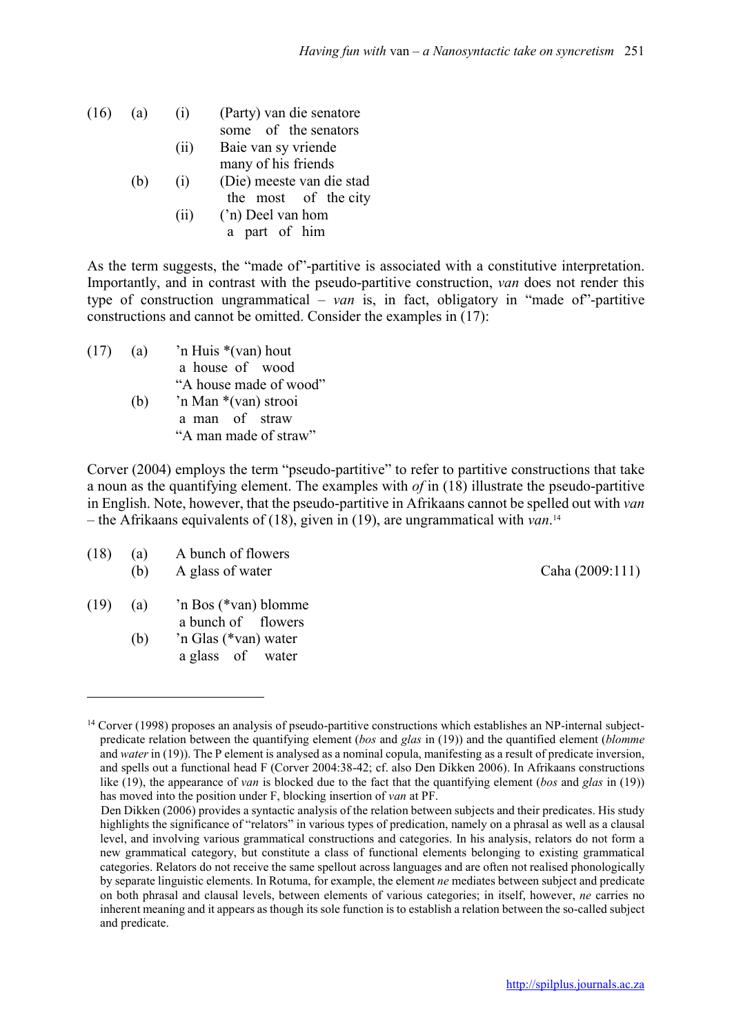(16) (a) (i) (Party) van die senatore
some of the senators

(ii) Baie van sy vriende
many of his friends

(b) (i) (Die) meeste van die stad
the most of the city

(ii) ('n) Deel van hom
a part of him

As the term suggests, the "made of"-partitive is associated with a constitutive interpretation. Importantly, and in contrast with the pseudo-partitive construction, *van* does not render this type of construction ungrammatical – *van* is, in fact, obligatory in "made of"-partitive constructions and cannot be omitted. Consider the examples in (17):

(17) (a) 'n Huis *(van) hout
a house of wood
"A house made of wood"

(b) 'n Man *(van) strooi
a man of straw
"A man made of straw"

Corver (2004) employs the term "pseudo-partitive" to refer to partitive constructions that take a noun as the quantifying element. The examples with *of* in (18) illustrate the pseudo-partitive in English. Note, however, that the pseudo-partitive in Afrikaans cannot be spelled out with *van* – the Afrikaans equivalents of (18), given in (19), are ungrammatical with *van*.[14]

(18) (a) A bunch of flowers
(b) A glass of water — Caha (2009:111)

(19) (a) 'n Bos (*van) blomme
a bunch of flowers

(b) 'n Glas (*van) water
a glass of water

---

[14] Corver (1998) proposes an analysis of pseudo-partitive constructions which establishes an NP-internal subject-predicate relation between the quantifying element (*bos* and *glas* in (19)) and the quantified element (*blomme* and *water* in (19)). The P element is analysed as a nominal copula, manifesting as a result of predicate inversion, and spells out a functional head F (Corver 2004:38-42; cf. also Den Dikken 2006). In Afrikaans constructions like (19), the appearance of *van* is blocked due to the fact that the quantifying element (*bos* and *glas* in (19)) has moved into the position under F, blocking insertion of *van* at PF.

Den Dikken (2006) provides a syntactic analysis of the relation between subjects and their predicates. His study highlights the significance of "relators" in various types of predication, namely on a phrasal as well as a clausal level, and involving various grammatical constructions and categories. In his analysis, relators do not form a new grammatical category, but constitute a class of functional elements belonging to existing grammatical categories. Relators do not receive the same spellout across languages and are often not realised phonologically by separate linguistic elements. In Rotuma, for example, the element *ne* mediates between subject and predicate on both phrasal and clausal levels, between elements of various categories; in itself, however, *ne* carries no inherent meaning and it appears as though its sole function is to establish a relation between the so-called subject and predicate.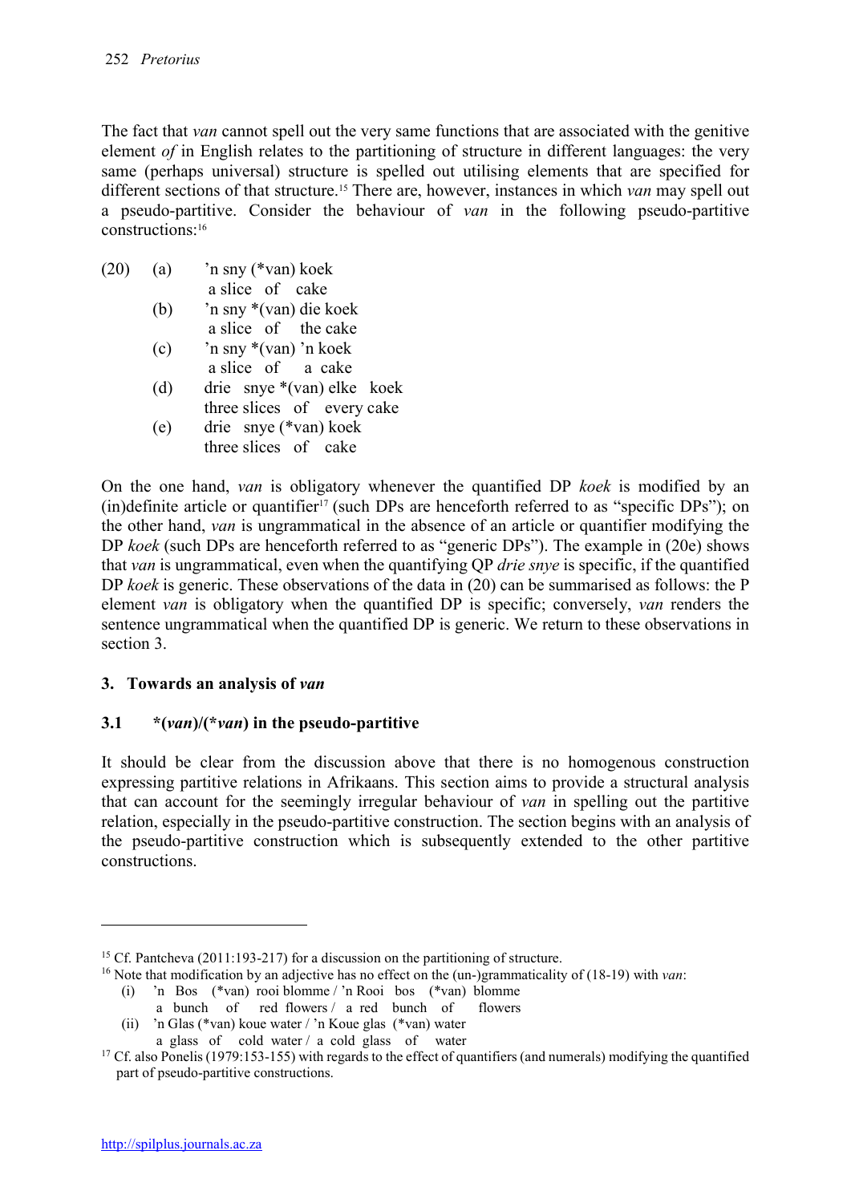The fact that *van* cannot spell out the very same functions that are associated with the genitive element *of* in English relates to the partitioning of structure in different languages: the very same (perhaps universal) structure is spelled out utilising elements that are specified for different sections of that structure.[15] There are, however, instances in which *van* may spell out a pseudo-partitive. Consider the behaviour of *van* in the following pseudo-partitive constructions:[16]

(20) (a) 'n sny (*van) koek
  a slice of cake
 (b) 'n sny *(van) die koek
  a slice of the cake
 (c) 'n sny *(van) 'n koek
  a slice of a cake
 (d) drie snye *(van) elke koek
  three slices of every cake
 (e) drie snye (*van) koek
  three slices of cake

On the one hand, *van* is obligatory whenever the quantified DP *koek* is modified by an (in)definite article or quantifier[17] (such DPs are henceforth referred to as "specific DPs"); on the other hand, *van* is ungrammatical in the absence of an article or quantifier modifying the DP *koek* (such DPs are henceforth referred to as "generic DPs"). The example in (20e) shows that *van* is ungrammatical, even when the quantifying QP *drie snye* is specific, if the quantified DP *koek* is generic. These observations of the data in (20) can be summarised as follows: the P element *van* is obligatory when the quantified DP is specific; conversely, *van* renders the sentence ungrammatical when the quantified DP is generic. We return to these observations in section 3.

## 3. Towards an analysis of *van*

### 3.1 *(*van*)/(*van*) in the pseudo-partitive

It should be clear from the discussion above that there is no homogenous construction expressing partitive relations in Afrikaans. This section aims to provide a structural analysis that can account for the seemingly irregular behaviour of *van* in spelling out the partitive relation, especially in the pseudo-partitive construction. The section begins with an analysis of the pseudo-partitive construction which is subsequently extended to the other partitive constructions.

---

[15] Cf. Pantcheva (2011:193-217) for a discussion on the partitioning of structure.

[16] Note that modification by an adjective has no effect on the (un-)grammaticality of (18-19) with *van*:
 (i) 'n Bos (*van) rooi blomme / 'n Rooi bos (*van) blomme
  a bunch of red flowers / a red bunch of flowers
 (ii) 'n Glas (*van) koue water / 'n Koue glas (*van) water
  a glass of cold water / a cold glass of water

[17] Cf. also Ponelis (1979:153-155) with regards to the effect of quantifiers (and numerals) modifying the quantified part of pseudo-partitive constructions.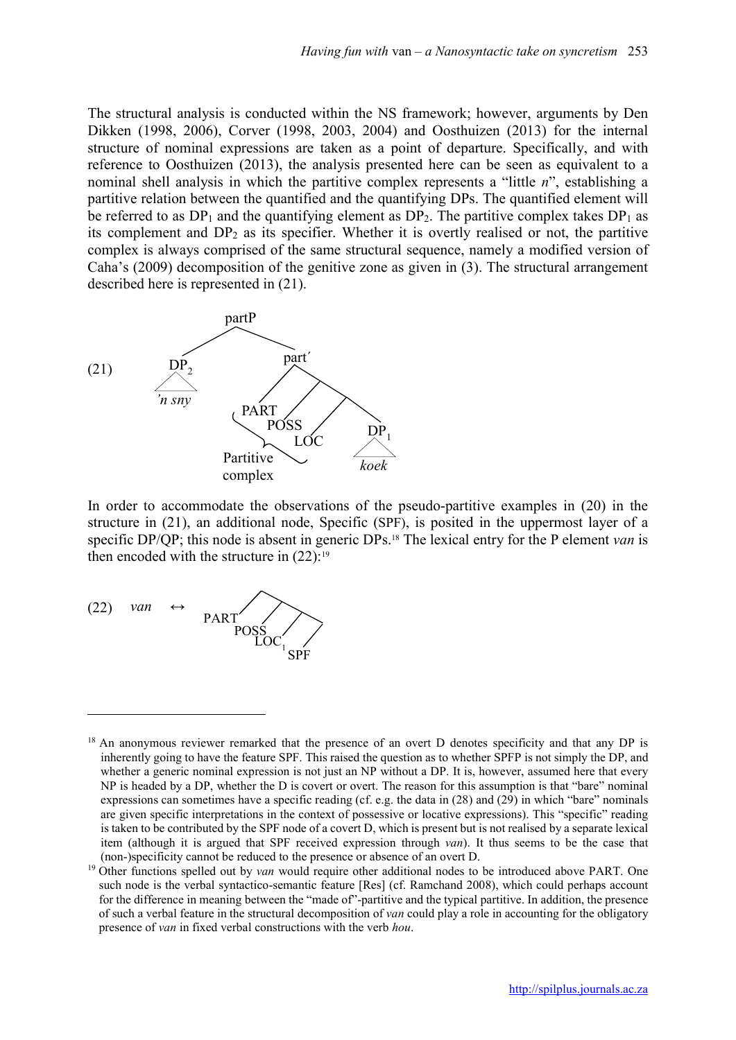The structural analysis is conducted within the NS framework; however, arguments by Den Dikken (1998, 2006), Corver (1998, 2003, 2004) and Oosthuizen (2013) for the internal structure of nominal expressions are taken as a point of departure. Specifically, and with reference to Oosthuizen (2013), the analysis presented here can be seen as equivalent to a nominal shell analysis in which the partitive complex represents a "little *n*", establishing a partitive relation between the quantified and the quantifying DPs. The quantified element will be referred to as $DP_1$ and the quantifying element as $DP_2$. The partitive complex takes $DP_1$ as its complement and $DP_2$ as its specifier. Whether it is overtly realised or not, the partitive complex is always comprised of the same structural sequence, namely a modified version of Caha's (2009) decomposition of the genitive zone as given in (3). The structural arrangement described here is represented in (21).

(21) [partP [DP₂ *'n sny*] [part´ PART [POSS [LOC [DP₁ *koek*]]]]]
   (PART, POSS, LOC = Partitive complex)

In order to accommodate the observations of the pseudo-partitive examples in (20) in the structure in (21), an additional node, Specific (SPF), is posited in the uppermost layer of a specific DP/QP; this node is absent in generic DPs.[18] The lexical entry for the P element *van* is then encoded with the structure in (22):[19]

(22) *van* ↔ [PART [POSS [LOC₁ [SPF]]]]

---

[18] An anonymous reviewer remarked that the presence of an overt D denotes specificity and that any DP is inherently going to have the feature SPF. This raised the question as to whether SPFP is not simply the DP, and whether a generic nominal expression is not just an NP without a DP. It is, however, assumed here that every NP is headed by a DP, whether the D is covert or overt. The reason for this assumption is that "bare" nominal expressions can sometimes have a specific reading (cf. e.g. the data in (28) and (29) in which "bare" nominals are given specific interpretations in the context of possessive or locative expressions). This "specific" reading is taken to be contributed by the SPF node of a covert D, which is present but is not realised by a separate lexical item (although it is argued that SPF received expression through *van*). It thus seems to be the case that (non-)specificity cannot be reduced to the presence or absence of an overt D.

[19] Other functions spelled out by *van* would require other additional nodes to be introduced above PART. One such node is the verbal syntactico-semantic feature [Res] (cf. Ramchand 2008), which could perhaps account for the difference in meaning between the "made of"-partitive and the typical partitive. In addition, the presence of such a verbal feature in the structural decomposition of *van* could play a role in accounting for the obligatory presence of *van* in fixed verbal constructions with the verb *hou*.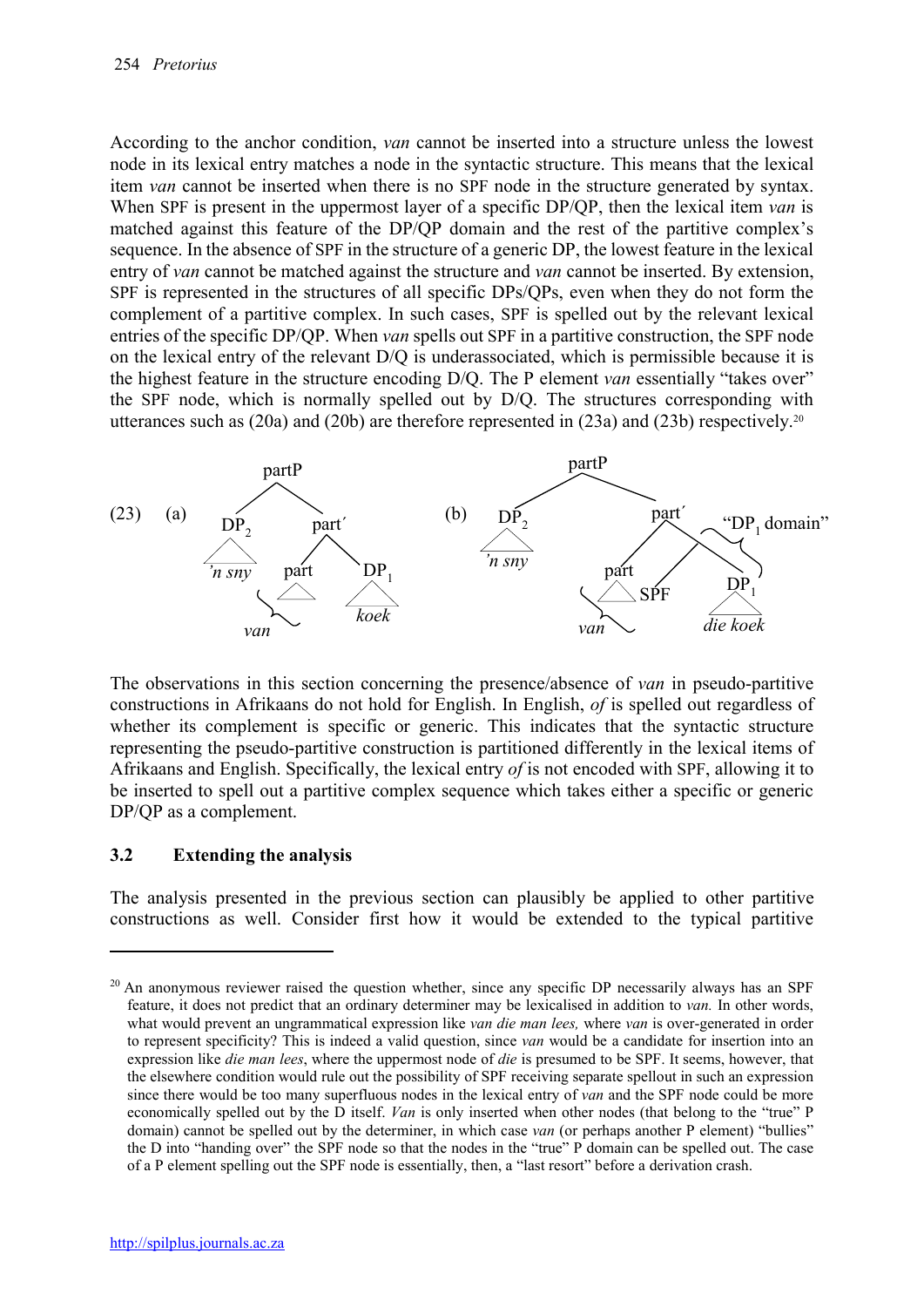According to the anchor condition, *van* cannot be inserted into a structure unless the lowest node in its lexical entry matches a node in the syntactic structure. This means that the lexical item *van* cannot be inserted when there is no SPF node in the structure generated by syntax. When SPF is present in the uppermost layer of a specific DP/QP, then the lexical item *van* is matched against this feature of the DP/QP domain and the rest of the partitive complex's sequence. In the absence of SPF in the structure of a generic DP, the lowest feature in the lexical entry of *van* cannot be matched against the structure and *van* cannot be inserted. By extension, SPF is represented in the structures of all specific DPs/QPs, even when they do not form the complement of a partitive complex. In such cases, SPF is spelled out by the relevant lexical entries of the specific DP/QP. When *van* spells out SPF in a partitive construction, the SPF node on the lexical entry of the relevant D/Q is underassociated, which is permissible because it is the highest feature in the structure encoding D/Q. The P element *van* essentially "takes over" the SPF node, which is normally spelled out by D/Q. The structures corresponding with utterances such as (20a) and (20b) are therefore represented in (23a) and (23b) respectively.[20]

(23) (a) [partP [$DP_2$ *'n sny*] [part′ [part *van*] [$DP_1$ *koek*]]]

(b) [partP [$DP_2$ *'n sny*] [part′ [part *van*] [SPF [$DP_1$ *die koek*]]]] — "$DP_1$ domain"

The observations in this section concerning the presence/absence of *van* in pseudo-partitive constructions in Afrikaans do not hold for English. In English, *of* is spelled out regardless of whether its complement is specific or generic. This indicates that the syntactic structure representing the pseudo-partitive construction is partitioned differently in the lexical items of Afrikaans and English. Specifically, the lexical entry *of* is not encoded with SPF, allowing it to be inserted to spell out a partitive complex sequence which takes either a specific or generic DP/QP as a complement.

### 3.2 Extending the analysis

The analysis presented in the previous section can plausibly be applied to other partitive constructions as well. Consider first how it would be extended to the typical partitive

---

[20] An anonymous reviewer raised the question whether, since any specific DP necessarily always has an SPF feature, it does not predict that an ordinary determiner may be lexicalised in addition to *van.* In other words, what would prevent an ungrammatical expression like *van die man lees,* where *van* is over-generated in order to represent specificity? This is indeed a valid question, since *van* would be a candidate for insertion into an expression like *die man lees*, where the uppermost node of *die* is presumed to be SPF. It seems, however, that the elsewhere condition would rule out the possibility of SPF receiving separate spellout in such an expression since there would be too many superfluous nodes in the lexical entry of *van* and the SPF node could be more economically spelled out by the D itself. *Van* is only inserted when other nodes (that belong to the "true" P domain) cannot be spelled out by the determiner, in which case *van* (or perhaps another P element) "bullies" the D into "handing over" the SPF node so that the nodes in the "true" P domain can be spelled out. The case of a P element spelling out the SPF node is essentially, then, a "last resort" before a derivation crash.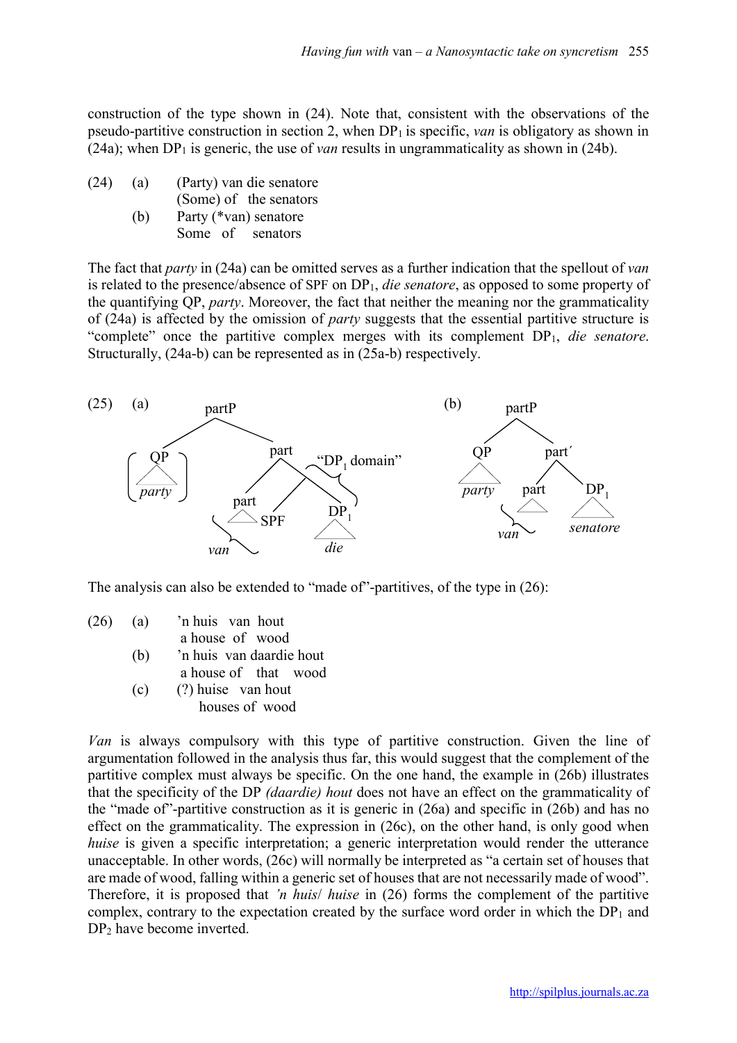construction of the type shown in (24). Note that, consistent with the observations of the pseudo-partitive construction in section 2, when $DP_1$ is specific, *van* is obligatory as shown in (24a); when $DP_1$ is generic, the use of *van* results in ungrammaticality as shown in (24b).

(24) (a) (Party) van die senatore
(Some) of the senators
(b) Party (*van) senatore
Some of senators

The fact that *party* in (24a) can be omitted serves as a further indication that the spellout of *van* is related to the presence/absence of SPF on $DP_1$, *die senatore*, as opposed to some property of the quantifying QP, *party*. Moreover, the fact that neither the meaning nor the grammaticality of (24a) is affected by the omission of *party* suggests that the essential partitive structure is "complete" once the partitive complex merges with its complement $DP_1$, *die senatore*. Structurally, (24a-b) can be represented as in (25a-b) respectively.

(25) (a) [partP (QP *party*) [part [part [part *van*] SPF] [$DP_1$ *die*]]] ("$DP_1$ domain" = SPF + $DP_1$)
(b) [partP [QP *party*] [part′ [part *van*] [$DP_1$ *senatore*]]]

The analysis can also be extended to "made of"-partitives, of the type in (26):

(26) (a) 'n huis van hout
a house of wood
(b) 'n huis van daardie hout
a house of that wood
(c) (?) huise van hout
houses of wood

*Van* is always compulsory with this type of partitive construction. Given the line of argumentation followed in the analysis thus far, this would suggest that the complement of the partitive complex must always be specific. On the one hand, the example in (26b) illustrates that the specificity of the DP *(daardie) hout* does not have an effect on the grammaticality of the "made of"-partitive construction as it is generic in (26a) and specific in (26b) and has no effect on the grammaticality. The expression in (26c), on the other hand, is only good when *huise* is given a specific interpretation; a generic interpretation would render the utterance unacceptable. In other words, (26c) will normally be interpreted as "a certain set of houses that are made of wood, falling within a generic set of houses that are not necessarily made of wood". Therefore, it is proposed that *'n huis/ huise* in (26) forms the complement of the partitive complex, contrary to the expectation created by the surface word order in which the $DP_1$ and $DP_2$ have become inverted.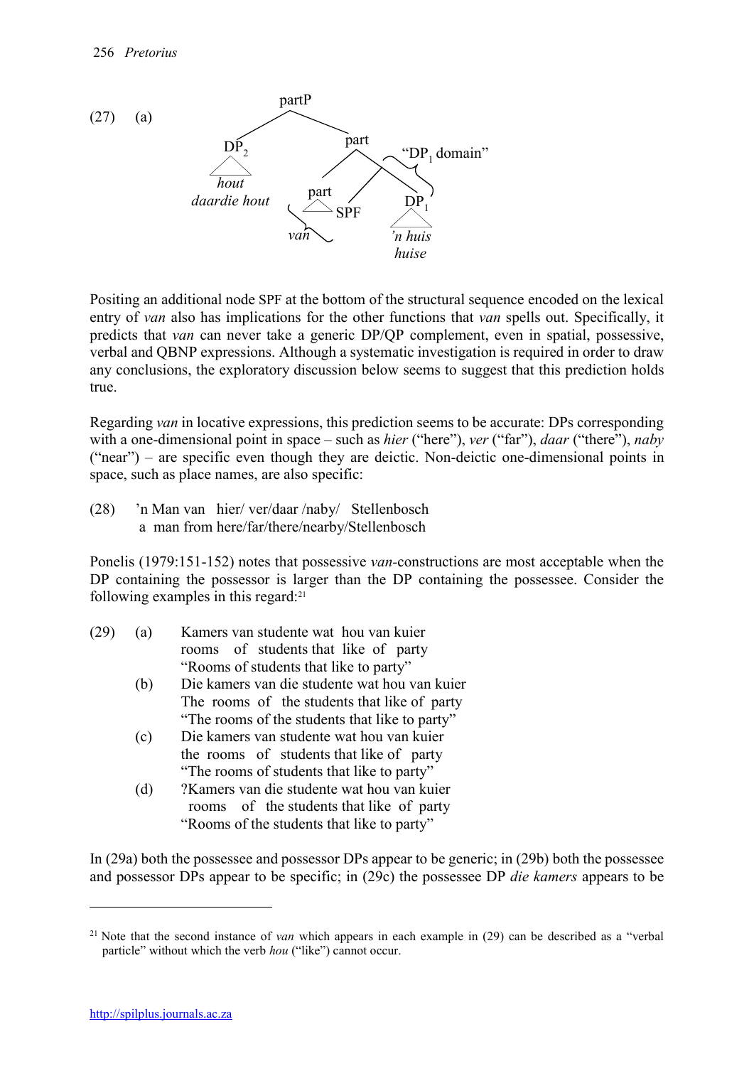(27) (a)

```
                partP
               /     \
            DP_2      part
            /\       /    \        "DP_1 domain"
          hout     part    \
    daardie hout   /\  SPF  DP_1
                  van       /\
                          'n huis
                           huise
```

Positing an additional node SPF at the bottom of the structural sequence encoded on the lexical entry of *van* also has implications for the other functions that *van* spells out. Specifically, it predicts that *van* can never take a generic DP/QP complement, even in spatial, possessive, verbal and QBNP expressions. Although a systematic investigation is required in order to draw any conclusions, the exploratory discussion below seems to suggest that this prediction holds true.

Regarding *van* in locative expressions, this prediction seems to be accurate: DPs corresponding with a one-dimensional point in space – such as *hier* ("here"), *ver* ("far"), *daar* ("there"), *naby* ("near") – are specific even though they are deictic. Non-deictic one-dimensional points in space, such as place names, are also specific:

(28) 'n Man van hier/ ver/daar /naby/ Stellenbosch
a man from here/far/there/nearby/Stellenbosch

Ponelis (1979:151-152) notes that possessive *van*-constructions are most acceptable when the DP containing the possessor is larger than the DP containing the possessee. Consider the following examples in this regard:[21]

(29) (a) Kamers van studente wat hou van kuier
rooms of students that like of party
"Rooms of students that like to party"

(b) Die kamers van die studente wat hou van kuier
The rooms of the students that like of party
"The rooms of the students that like to party"

(c) Die kamers van studente wat hou van kuier
the rooms of students that like of party
"The rooms of students that like to party"

(d) ?Kamers van die studente wat hou van kuier
rooms of the students that like of party
"Rooms of the students that like to party"

In (29a) both the possessee and possessor DPs appear to be generic; in (29b) both the possessee and possessor DPs appear to be specific; in (29c) the possessee DP *die kamers* appears to be

[21] Note that the second instance of *van* which appears in each example in (29) can be described as a "verbal particle" without which the verb *hou* ("like") cannot occur.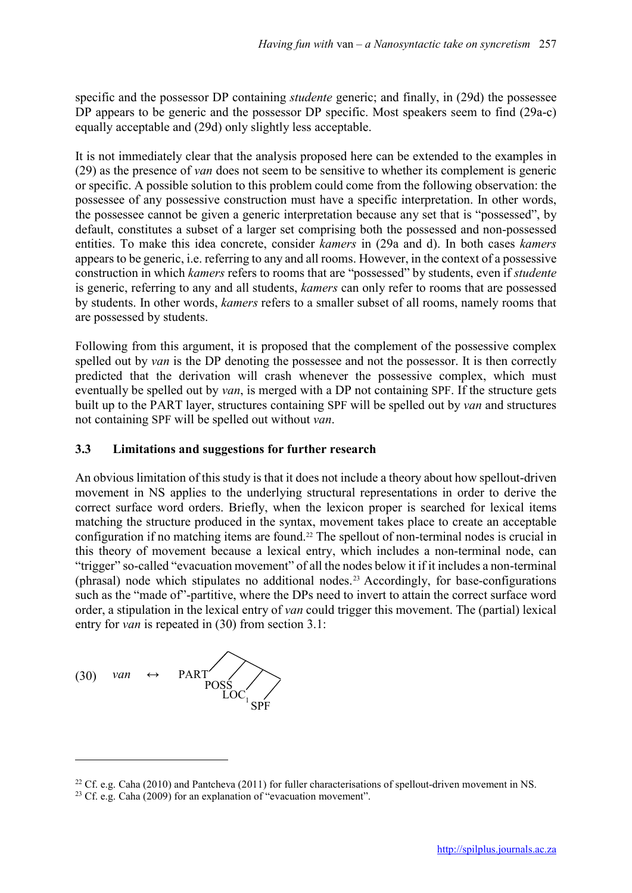specific and the possessor DP containing *studente* generic; and finally, in (29d) the possessee DP appears to be generic and the possessor DP specific. Most speakers seem to find (29a-c) equally acceptable and (29d) only slightly less acceptable.

It is not immediately clear that the analysis proposed here can be extended to the examples in (29) as the presence of *van* does not seem to be sensitive to whether its complement is generic or specific. A possible solution to this problem could come from the following observation: the possessee of any possessive construction must have a specific interpretation. In other words, the possessee cannot be given a generic interpretation because any set that is "possessed", by default, constitutes a subset of a larger set comprising both the possessed and non-possessed entities. To make this idea concrete, consider *kamers* in (29a and d). In both cases *kamers* appears to be generic, i.e. referring to any and all rooms. However, in the context of a possessive construction in which *kamers* refers to rooms that are "possessed" by students, even if *studente* is generic, referring to any and all students, *kamers* can only refer to rooms that are possessed by students. In other words, *kamers* refers to a smaller subset of all rooms, namely rooms that are possessed by students.

Following from this argument, it is proposed that the complement of the possessive complex spelled out by *van* is the DP denoting the possessee and not the possessor. It is then correctly predicted that the derivation will crash whenever the possessive complex, which must eventually be spelled out by *van*, is merged with a DP not containing SPF. If the structure gets built up to the PART layer, structures containing SPF will be spelled out by *van* and structures not containing SPF will be spelled out without *van*.

### 3.3 Limitations and suggestions for further research

An obvious limitation of this study is that it does not include a theory about how spellout-driven movement in NS applies to the underlying structural representations in order to derive the correct surface word orders. Briefly, when the lexicon proper is searched for lexical items matching the structure produced in the syntax, movement takes place to create an acceptable configuration if no matching items are found.[22] The spellout of non-terminal nodes is crucial in this theory of movement because a lexical entry, which includes a non-terminal node, can "trigger" so-called "evacuation movement" of all the nodes below it if it includes a non-terminal (phrasal) node which stipulates no additional nodes.[23] Accordingly, for base-configurations such as the "made of"-partitive, where the DPs need to invert to attain the correct surface word order, a stipulation in the lexical entry of *van* could trigger this movement. The (partial) lexical entry for *van* is repeated in (30) from section 3.1:

(30) *van* ↔ [PART [POSS [$LOC_1$ [SPF]]]]

[22] Cf. e.g. Caha (2010) and Pantcheva (2011) for fuller characterisations of spellout-driven movement in NS.

[23] Cf. e.g. Caha (2009) for an explanation of "evacuation movement".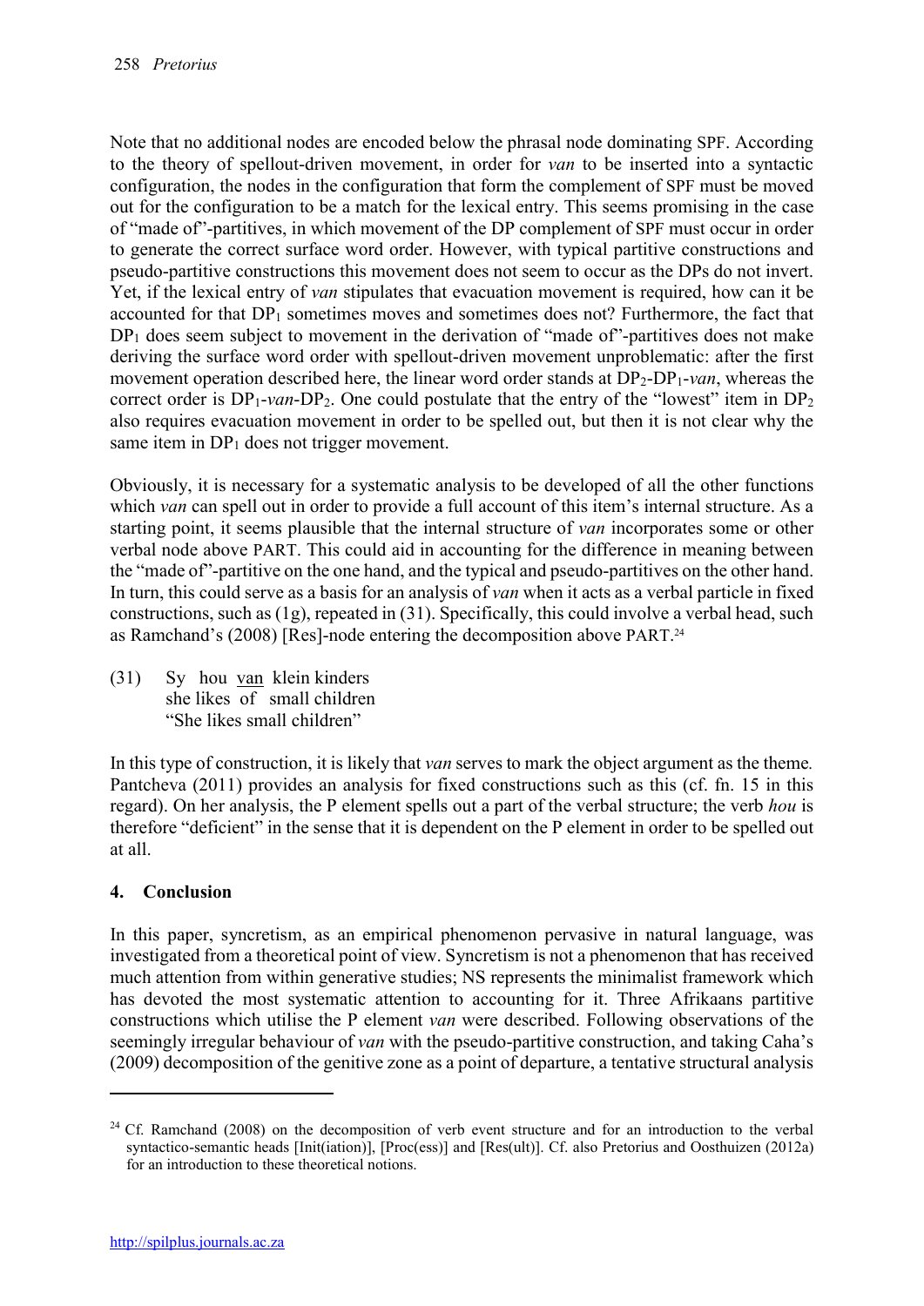Note that no additional nodes are encoded below the phrasal node dominating SPF. According to the theory of spellout-driven movement, in order for *van* to be inserted into a syntactic configuration, the nodes in the configuration that form the complement of SPF must be moved out for the configuration to be a match for the lexical entry. This seems promising in the case of "made of"-partitives, in which movement of the DP complement of SPF must occur in order to generate the correct surface word order. However, with typical partitive constructions and pseudo-partitive constructions this movement does not seem to occur as the DPs do not invert. Yet, if the lexical entry of *van* stipulates that evacuation movement is required, how can it be accounted for that $DP_1$ sometimes moves and sometimes does not? Furthermore, the fact that $DP_1$ does seem subject to movement in the derivation of "made of"-partitives does not make deriving the surface word order with spellout-driven movement unproblematic: after the first movement operation described here, the linear word order stands at $DP_2$-$DP_1$-*van*, whereas the correct order is $DP_1$-*van*-$DP_2$. One could postulate that the entry of the "lowest" item in $DP_2$ also requires evacuation movement in order to be spelled out, but then it is not clear why the same item in $DP_1$ does not trigger movement.

Obviously, it is necessary for a systematic analysis to be developed of all the other functions which *van* can spell out in order to provide a full account of this item's internal structure. As a starting point, it seems plausible that the internal structure of *van* incorporates some or other verbal node above PART. This could aid in accounting for the difference in meaning between the "made of"-partitive on the one hand, and the typical and pseudo-partitives on the other hand. In turn, this could serve as a basis for an analysis of *van* when it acts as a verbal particle in fixed constructions, such as (1g), repeated in (31). Specifically, this could involve a verbal head, such as Ramchand's (2008) [Res]-node entering the decomposition above PART.[24]

(31) Sy hou van klein kinders
she likes of small children
"She likes small children"

In this type of construction, it is likely that *van* serves to mark the object argument as the theme. Pantcheva (2011) provides an analysis for fixed constructions such as this (cf. fn. 15 in this regard). On her analysis, the P element spells out a part of the verbal structure; the verb *hou* is therefore "deficient" in the sense that it is dependent on the P element in order to be spelled out at all.

## 4. Conclusion

In this paper, syncretism, as an empirical phenomenon pervasive in natural language, was investigated from a theoretical point of view. Syncretism is not a phenomenon that has received much attention from within generative studies; NS represents the minimalist framework which has devoted the most systematic attention to accounting for it. Three Afrikaans partitive constructions which utilise the P element *van* were described. Following observations of the seemingly irregular behaviour of *van* with the pseudo-partitive construction, and taking Caha's (2009) decomposition of the genitive zone as a point of departure, a tentative structural analysis

[24] Cf. Ramchand (2008) on the decomposition of verb event structure and for an introduction to the verbal syntactico-semantic heads [Init(iation)], [Proc(ess)] and [Res(ult)]. Cf. also Pretorius and Oosthuizen (2012a) for an introduction to these theoretical notions.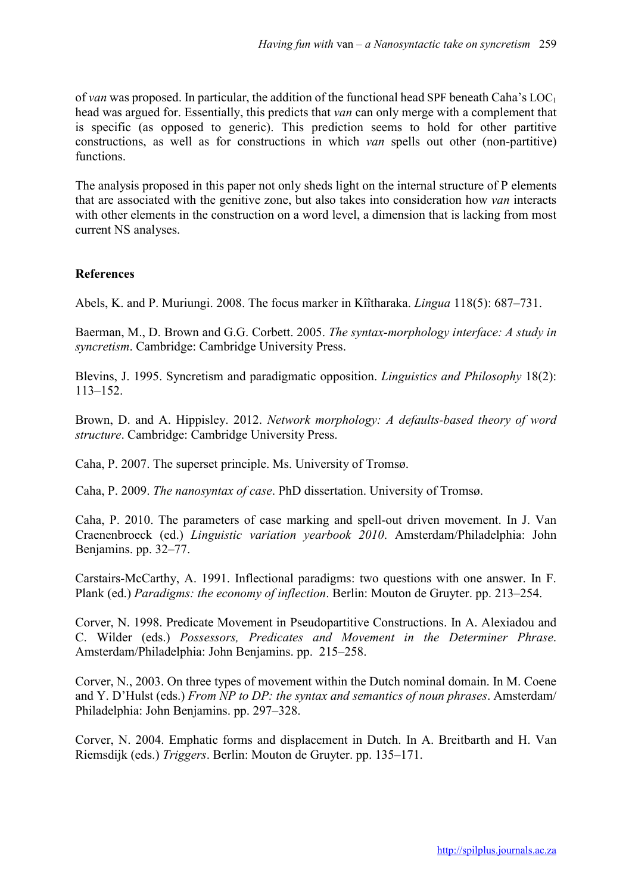of *van* was proposed. In particular, the addition of the functional head SPF beneath Caha's $LOC_1$ head was argued for. Essentially, this predicts that *van* can only merge with a complement that is specific (as opposed to generic). This prediction seems to hold for other partitive constructions, as well as for constructions in which *van* spells out other (non-partitive) functions.

The analysis proposed in this paper not only sheds light on the internal structure of P elements that are associated with the genitive zone, but also takes into consideration how *van* interacts with other elements in the construction on a word level, a dimension that is lacking from most current NS analyses.

## References

Abels, K. and P. Muriungi. 2008. The focus marker in Kîîtharaka. *Lingua* 118(5): 687–731.

Baerman, M., D. Brown and G.G. Corbett. 2005. *The syntax-morphology interface: A study in syncretism*. Cambridge: Cambridge University Press.

Blevins, J. 1995. Syncretism and paradigmatic opposition. *Linguistics and Philosophy* 18(2): 113–152.

Brown, D. and A. Hippisley. 2012. *Network morphology: A defaults-based theory of word structure*. Cambridge: Cambridge University Press.

Caha, P. 2007. The superset principle. Ms. University of Tromsø.

Caha, P. 2009. *The nanosyntax of case*. PhD dissertation. University of Tromsø.

Caha, P. 2010. The parameters of case marking and spell-out driven movement. In J. Van Craenenbroeck (ed.) *Linguistic variation yearbook 2010*. Amsterdam/Philadelphia: John Benjamins. pp. 32–77.

Carstairs-McCarthy, A. 1991. Inflectional paradigms: two questions with one answer. In F. Plank (ed.) *Paradigms: the economy of inflection*. Berlin: Mouton de Gruyter. pp. 213–254.

Corver, N. 1998. Predicate Movement in Pseudopartitive Constructions. In A. Alexiadou and C. Wilder (eds.) *Possessors, Predicates and Movement in the Determiner Phrase*. Amsterdam/Philadelphia: John Benjamins. pp. 215–258.

Corver, N., 2003. On three types of movement within the Dutch nominal domain. In M. Coene and Y. D'Hulst (eds.) *From NP to DP: the syntax and semantics of noun phrases*. Amsterdam/ Philadelphia: John Benjamins. pp. 297–328.

Corver, N. 2004. Emphatic forms and displacement in Dutch. In A. Breitbarth and H. Van Riemsdijk (eds.) *Triggers*. Berlin: Mouton de Gruyter. pp. 135–171.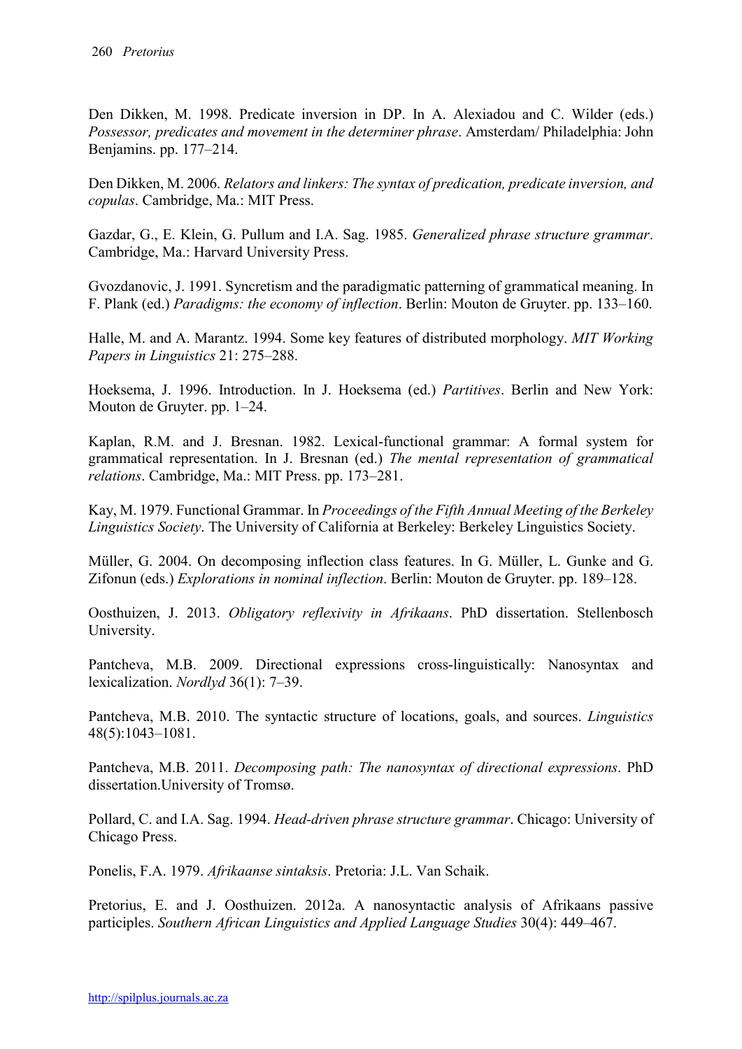Den Dikken, M. 1998. Predicate inversion in DP. In A. Alexiadou and C. Wilder (eds.) *Possessor, predicates and movement in the determiner phrase*. Amsterdam/ Philadelphia: John Benjamins. pp. 177–214.

Den Dikken, M. 2006. *Relators and linkers: The syntax of predication, predicate inversion, and copulas*. Cambridge, Ma.: MIT Press.

Gazdar, G., E. Klein, G. Pullum and I.A. Sag. 1985. *Generalized phrase structure grammar*. Cambridge, Ma.: Harvard University Press.

Gvozdanovic, J. 1991. Syncretism and the paradigmatic patterning of grammatical meaning. In F. Plank (ed.) *Paradigms: the economy of inflection*. Berlin: Mouton de Gruyter. pp. 133–160.

Halle, M. and A. Marantz. 1994. Some key features of distributed morphology. *MIT Working Papers in Linguistics* 21: 275–288.

Hoeksema, J. 1996. Introduction. In J. Hoeksema (ed.) *Partitives*. Berlin and New York: Mouton de Gruyter. pp. 1–24.

Kaplan, R.M. and J. Bresnan. 1982. Lexical-functional grammar: A formal system for grammatical representation. In J. Bresnan (ed.) *The mental representation of grammatical relations*. Cambridge, Ma.: MIT Press. pp. 173–281.

Kay, M. 1979. Functional Grammar. In *Proceedings of the Fifth Annual Meeting of the Berkeley Linguistics Society*. The University of California at Berkeley: Berkeley Linguistics Society.

Müller, G. 2004. On decomposing inflection class features. In G. Müller, L. Gunke and G. Zifonun (eds.) *Explorations in nominal inflection*. Berlin: Mouton de Gruyter. pp. 189–128.

Oosthuizen, J. 2013. *Obligatory reflexivity in Afrikaans*. PhD dissertation. Stellenbosch University.

Pantcheva, M.B. 2009. Directional expressions cross-linguistically: Nanosyntax and lexicalization. *Nordlyd* 36(1): 7–39.

Pantcheva, M.B. 2010. The syntactic structure of locations, goals, and sources. *Linguistics* 48(5):1043–1081.

Pantcheva, M.B. 2011. *Decomposing path: The nanosyntax of directional expressions*. PhD dissertation.University of Tromsø.

Pollard, C. and I.A. Sag. 1994. *Head-driven phrase structure grammar*. Chicago: University of Chicago Press.

Ponelis, F.A. 1979. *Afrikaanse sintaksis*. Pretoria: J.L. Van Schaik.

Pretorius, E. and J. Oosthuizen. 2012a. A nanosyntactic analysis of Afrikaans passive participles. *Southern African Linguistics and Applied Language Studies* 30(4): 449–467.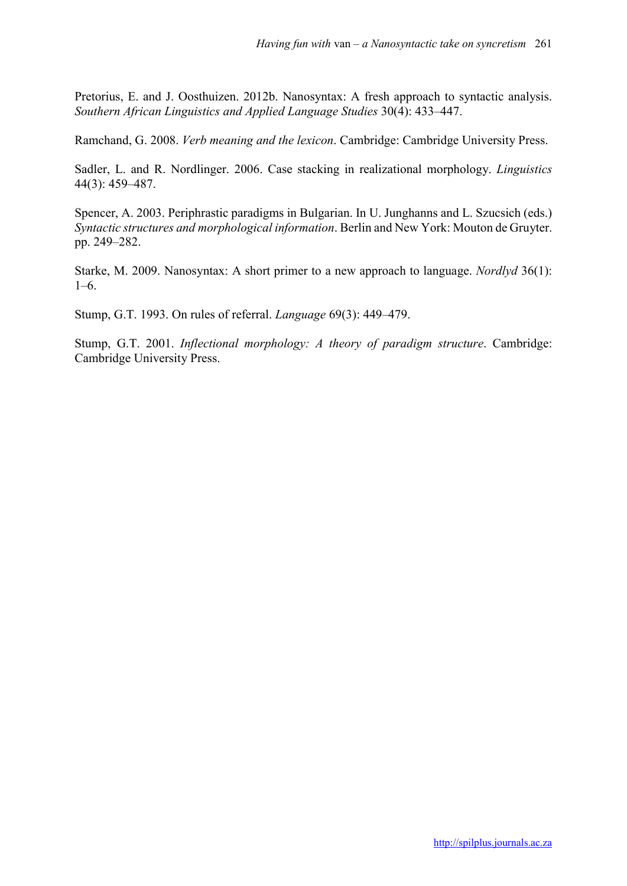Pretorius, E. and J. Oosthuizen. 2012b. Nanosyntax: A fresh approach to syntactic analysis. *Southern African Linguistics and Applied Language Studies* 30(4): 433–447.

Ramchand, G. 2008. *Verb meaning and the lexicon*. Cambridge: Cambridge University Press.

Sadler, L. and R. Nordlinger. 2006. Case stacking in realizational morphology. *Linguistics* 44(3): 459–487.

Spencer, A. 2003. Periphrastic paradigms in Bulgarian. In U. Junghanns and L. Szucsich (eds.) *Syntactic structures and morphological information*. Berlin and New York: Mouton de Gruyter. pp. 249–282.

Starke, M. 2009. Nanosyntax: A short primer to a new approach to language. *Nordlyd* 36(1): 1–6.

Stump, G.T. 1993. On rules of referral. *Language* 69(3): 449–479.

Stump, G.T. 2001. *Inflectional morphology: A theory of paradigm structure*. Cambridge: Cambridge University Press.